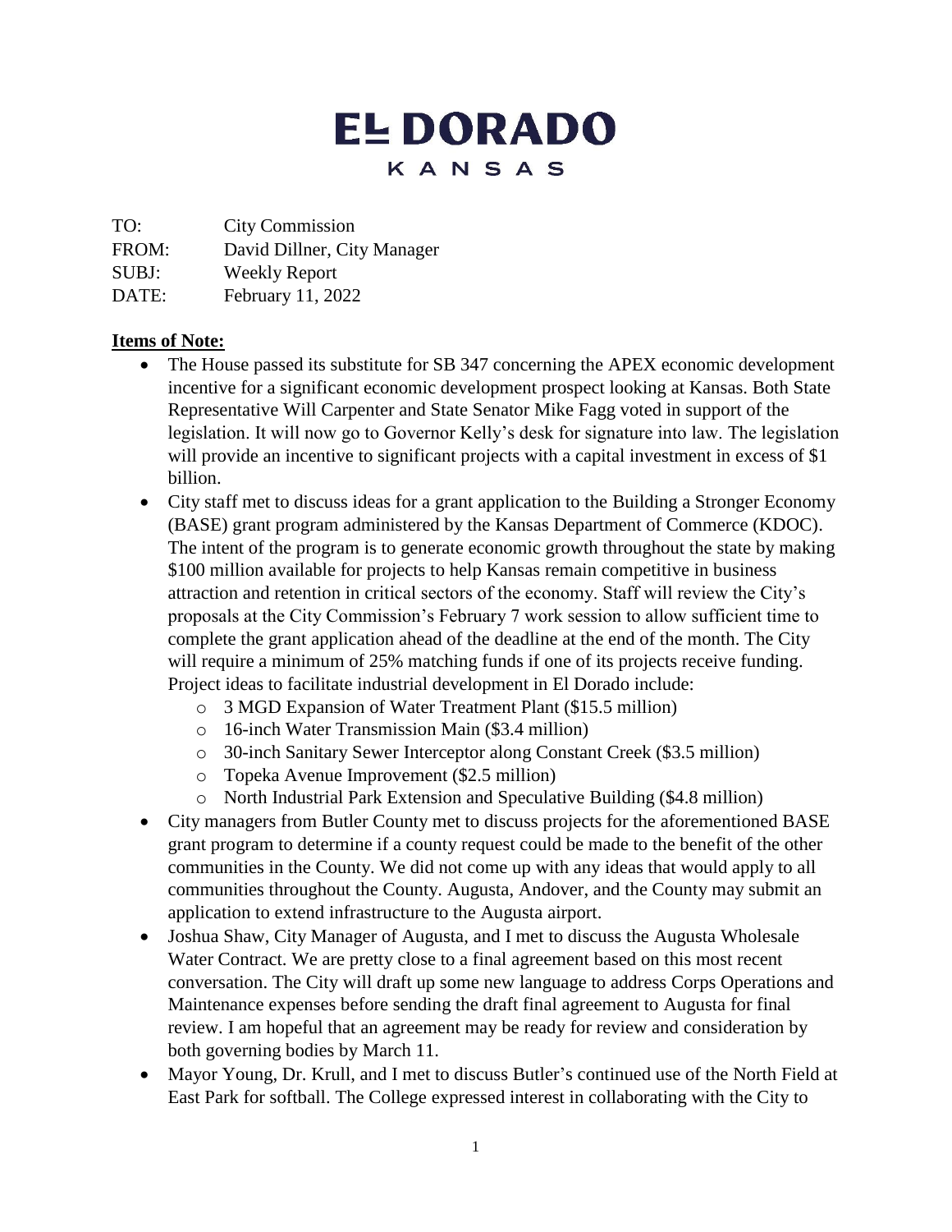# EL DORADO
## KANSAS

TO: City Commission
FROM: David Dillner, City Manager
SUBJ: Weekly Report
DATE: February 11, 2022

**<u>Items of Note:</u>**

- The House passed its substitute for SB 347 concerning the APEX economic development incentive for a significant economic development prospect looking at Kansas. Both State Representative Will Carpenter and State Senator Mike Fagg voted in support of the legislation. It will now go to Governor Kelly's desk for signature into law. The legislation will provide an incentive to significant projects with a capital investment in excess of $1 billion.
- City staff met to discuss ideas for a grant application to the Building a Stronger Economy (BASE) grant program administered by the Kansas Department of Commerce (KDOC). The intent of the program is to generate economic growth throughout the state by making $100 million available for projects to help Kansas remain competitive in business attraction and retention in critical sectors of the economy. Staff will review the City's proposals at the City Commission's February 7 work session to allow sufficient time to complete the grant application ahead of the deadline at the end of the month. The City will require a minimum of 25% matching funds if one of its projects receive funding. Project ideas to facilitate industrial development in El Dorado include:
  - 3 MGD Expansion of Water Treatment Plant ($15.5 million)
  - 16-inch Water Transmission Main ($3.4 million)
  - 30-inch Sanitary Sewer Interceptor along Constant Creek ($3.5 million)
  - Topeka Avenue Improvement ($2.5 million)
  - North Industrial Park Extension and Speculative Building ($4.8 million)
- City managers from Butler County met to discuss projects for the aforementioned BASE grant program to determine if a county request could be made to the benefit of the other communities in the County. We did not come up with any ideas that would apply to all communities throughout the County. Augusta, Andover, and the County may submit an application to extend infrastructure to the Augusta airport.
- Joshua Shaw, City Manager of Augusta, and I met to discuss the Augusta Wholesale Water Contract. We are pretty close to a final agreement based on this most recent conversation. The City will draft up some new language to address Corps Operations and Maintenance expenses before sending the draft final agreement to Augusta for final review. I am hopeful that an agreement may be ready for review and consideration by both governing bodies by March 11.
- Mayor Young, Dr. Krull, and I met to discuss Butler's continued use of the North Field at East Park for softball. The College expressed interest in collaborating with the City to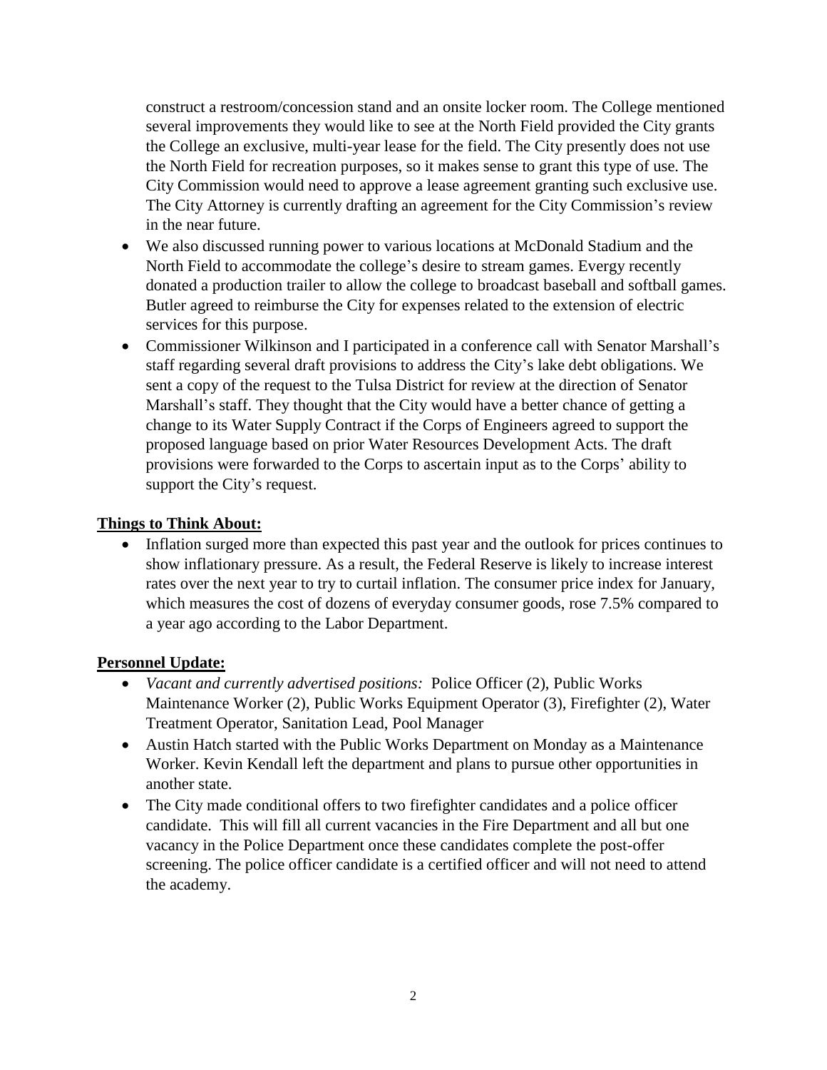construct a restroom/concession stand and an onsite locker room. The College mentioned several improvements they would like to see at the North Field provided the City grants the College an exclusive, multi-year lease for the field. The City presently does not use the North Field for recreation purposes, so it makes sense to grant this type of use. The City Commission would need to approve a lease agreement granting such exclusive use. The City Attorney is currently drafting an agreement for the City Commission's review in the near future.

- We also discussed running power to various locations at McDonald Stadium and the North Field to accommodate the college's desire to stream games. Evergy recently donated a production trailer to allow the college to broadcast baseball and softball games. Butler agreed to reimburse the City for expenses related to the extension of electric services for this purpose.
- Commissioner Wilkinson and I participated in a conference call with Senator Marshall's staff regarding several draft provisions to address the City's lake debt obligations. We sent a copy of the request to the Tulsa District for review at the direction of Senator Marshall's staff. They thought that the City would have a better chance of getting a change to its Water Supply Contract if the Corps of Engineers agreed to support the proposed language based on prior Water Resources Development Acts. The draft provisions were forwarded to the Corps to ascertain input as to the Corps' ability to support the City's request.

**Things to Think About:**

- Inflation surged more than expected this past year and the outlook for prices continues to show inflationary pressure. As a result, the Federal Reserve is likely to increase interest rates over the next year to try to curtail inflation. The consumer price index for January, which measures the cost of dozens of everyday consumer goods, rose 7.5% compared to a year ago according to the Labor Department.

**Personnel Update:**

- *Vacant and currently advertised positions:* Police Officer (2), Public Works Maintenance Worker (2), Public Works Equipment Operator (3), Firefighter (2), Water Treatment Operator, Sanitation Lead, Pool Manager
- Austin Hatch started with the Public Works Department on Monday as a Maintenance Worker. Kevin Kendall left the department and plans to pursue other opportunities in another state.
- The City made conditional offers to two firefighter candidates and a police officer candidate. This will fill all current vacancies in the Fire Department and all but one vacancy in the Police Department once these candidates complete the post-offer screening. The police officer candidate is a certified officer and will not need to attend the academy.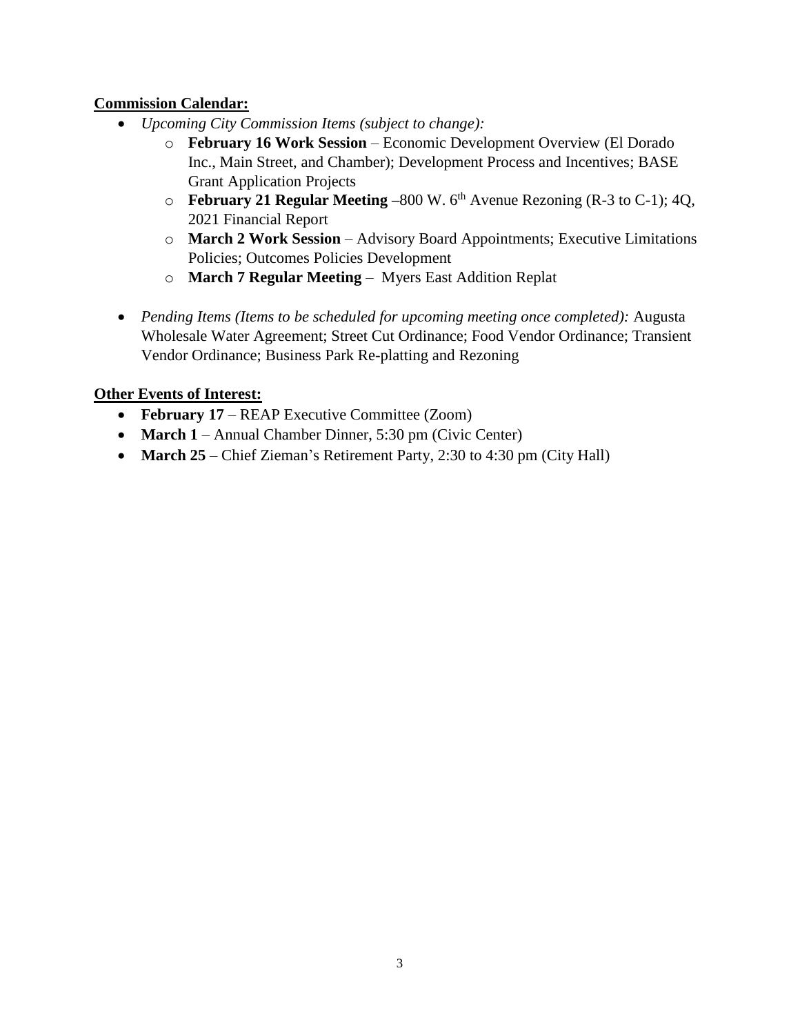**Commission Calendar:**

- *Upcoming City Commission Items (subject to change):*
  - **February 16 Work Session** – Economic Development Overview (El Dorado Inc., Main Street, and Chamber); Development Process and Incentives; BASE Grant Application Projects
  - **February 21 Regular Meeting** –800 W. 6th Avenue Rezoning (R-3 to C-1); 4Q, 2021 Financial Report
  - **March 2 Work Session** – Advisory Board Appointments; Executive Limitations Policies; Outcomes Policies Development
  - **March 7 Regular Meeting** – Myers East Addition Replat
- *Pending Items (Items to be scheduled for upcoming meeting once completed):* Augusta Wholesale Water Agreement; Street Cut Ordinance; Food Vendor Ordinance; Transient Vendor Ordinance; Business Park Re-platting and Rezoning

**Other Events of Interest:**

- **February 17** – REAP Executive Committee (Zoom)
- **March 1** – Annual Chamber Dinner, 5:30 pm (Civic Center)
- **March 25** – Chief Zieman's Retirement Party, 2:30 to 4:30 pm (City Hall)